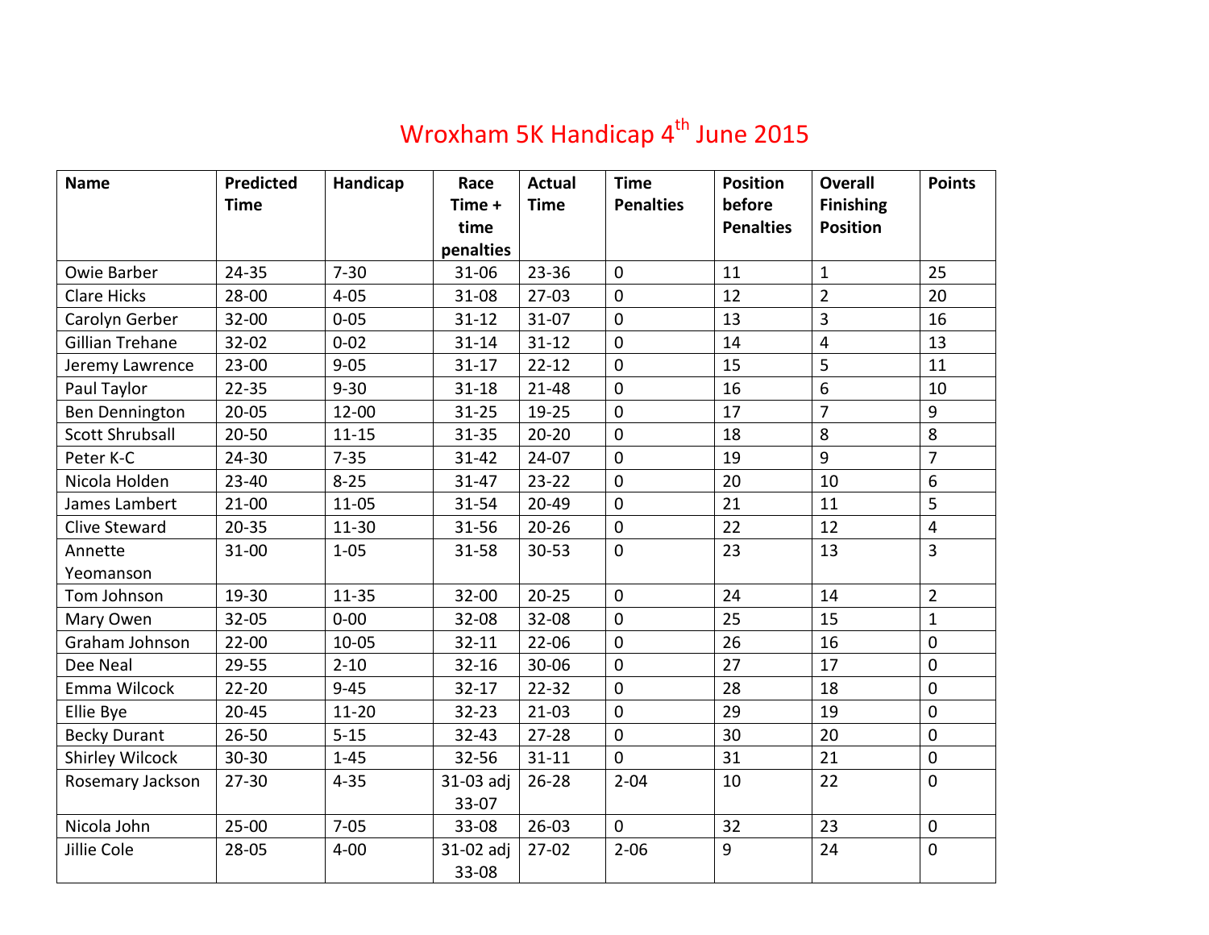# Wroxham 5K Handicap 4th June 2015

| Name | Predicted Time | Handicap | Race Time + time penalties | Actual Time | Time Penalties | Position before Penalties | Overall Finishing Position | Points |
|---|---|---|---|---|---|---|---|---|
| Owie Barber | 24-35 | 7-30 | 31-06 | 23-36 | 0 | 11 | 1 | 25 |
| Clare Hicks | 28-00 | 4-05 | 31-08 | 27-03 | 0 | 12 | 2 | 20 |
| Carolyn Gerber | 32-00 | 0-05 | 31-12 | 31-07 | 0 | 13 | 3 | 16 |
| Gillian Trehane | 32-02 | 0-02 | 31-14 | 31-12 | 0 | 14 | 4 | 13 |
| Jeremy Lawrence | 23-00 | 9-05 | 31-17 | 22-12 | 0 | 15 | 5 | 11 |
| Paul Taylor | 22-35 | 9-30 | 31-18 | 21-48 | 0 | 16 | 6 | 10 |
| Ben Dennington | 20-05 | 12-00 | 31-25 | 19-25 | 0 | 17 | 7 | 9 |
| Scott Shrubsall | 20-50 | 11-15 | 31-35 | 20-20 | 0 | 18 | 8 | 8 |
| Peter K-C | 24-30 | 7-35 | 31-42 | 24-07 | 0 | 19 | 9 | 7 |
| Nicola Holden | 23-40 | 8-25 | 31-47 | 23-22 | 0 | 20 | 10 | 6 |
| James Lambert | 21-00 | 11-05 | 31-54 | 20-49 | 0 | 21 | 11 | 5 |
| Clive Steward | 20-35 | 11-30 | 31-56 | 20-26 | 0 | 22 | 12 | 4 |
| Annette Yeomanson | 31-00 | 1-05 | 31-58 | 30-53 | 0 | 23 | 13 | 3 |
| Tom Johnson | 19-30 | 11-35 | 32-00 | 20-25 | 0 | 24 | 14 | 2 |
| Mary Owen | 32-05 | 0-00 | 32-08 | 32-08 | 0 | 25 | 15 | 1 |
| Graham Johnson | 22-00 | 10-05 | 32-11 | 22-06 | 0 | 26 | 16 | 0 |
| Dee Neal | 29-55 | 2-10 | 32-16 | 30-06 | 0 | 27 | 17 | 0 |
| Emma Wilcock | 22-20 | 9-45 | 32-17 | 22-32 | 0 | 28 | 18 | 0 |
| Ellie Bye | 20-45 | 11-20 | 32-23 | 21-03 | 0 | 29 | 19 | 0 |
| Becky Durant | 26-50 | 5-15 | 32-43 | 27-28 | 0 | 30 | 20 | 0 |
| Shirley Wilcock | 30-30 | 1-45 | 32-56 | 31-11 | 0 | 31 | 21 | 0 |
| Rosemary Jackson | 27-30 | 4-35 | 31-03 adj 33-07 | 26-28 | 2-04 | 10 | 22 | 0 |
| Nicola John | 25-00 | 7-05 | 33-08 | 26-03 | 0 | 32 | 23 | 0 |
| Jillie Cole | 28-05 | 4-00 | 31-02 adj 33-08 | 27-02 | 2-06 | 9 | 24 | 0 |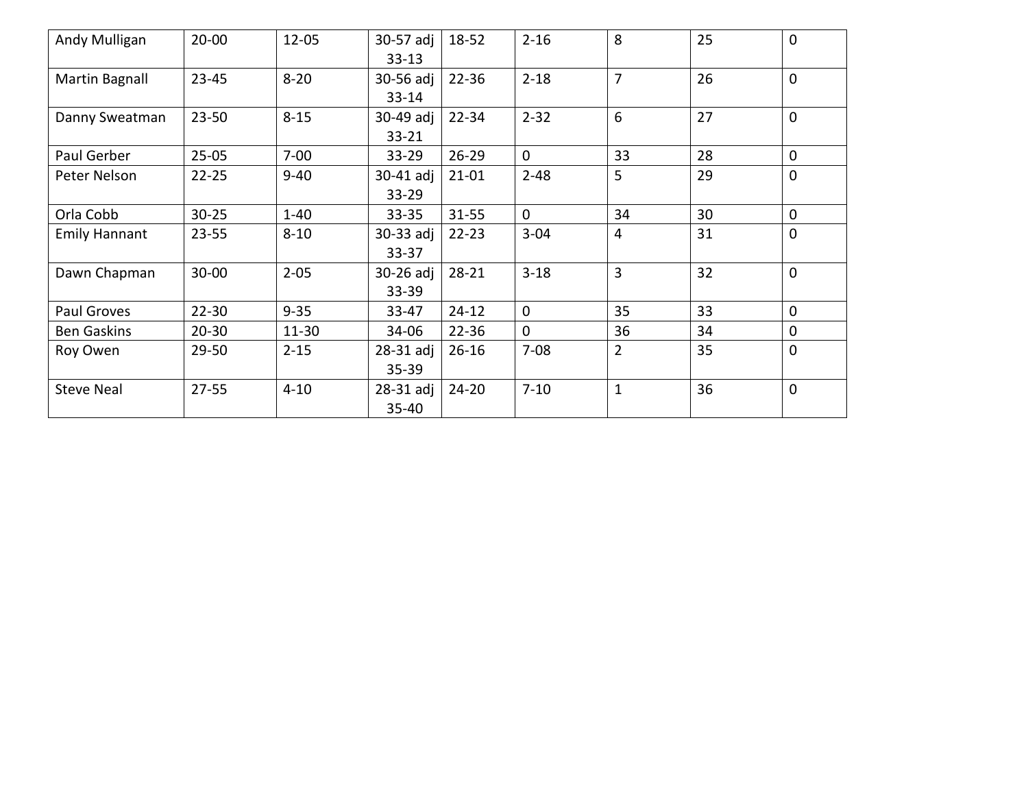| | | | | | | | | |
|---|---|---|---|---|---|---|---|---|
| Andy Mulligan | 20-00 | 12-05 | 30-57 adj 33-13 | 18-52 | 2-16 | 8 | 25 | 0 |
| Martin Bagnall | 23-45 | 8-20 | 30-56 adj 33-14 | 22-36 | 2-18 | 7 | 26 | 0 |
| Danny Sweatman | 23-50 | 8-15 | 30-49 adj 33-21 | 22-34 | 2-32 | 6 | 27 | 0 |
| Paul Gerber | 25-05 | 7-00 | 33-29 | 26-29 | 0 | 33 | 28 | 0 |
| Peter Nelson | 22-25 | 9-40 | 30-41 adj 33-29 | 21-01 | 2-48 | 5 | 29 | 0 |
| Orla Cobb | 30-25 | 1-40 | 33-35 | 31-55 | 0 | 34 | 30 | 0 |
| Emily Hannant | 23-55 | 8-10 | 30-33 adj 33-37 | 22-23 | 3-04 | 4 | 31 | 0 |
| Dawn Chapman | 30-00 | 2-05 | 30-26 adj 33-39 | 28-21 | 3-18 | 3 | 32 | 0 |
| Paul Groves | 22-30 | 9-35 | 33-47 | 24-12 | 0 | 35 | 33 | 0 |
| Ben Gaskins | 20-30 | 11-30 | 34-06 | 22-36 | 0 | 36 | 34 | 0 |
| Roy Owen | 29-50 | 2-15 | 28-31 adj 35-39 | 26-16 | 7-08 | 2 | 35 | 0 |
| Steve Neal | 27-55 | 4-10 | 28-31 adj 35-40 | 24-20 | 7-10 | 1 | 36 | 0 |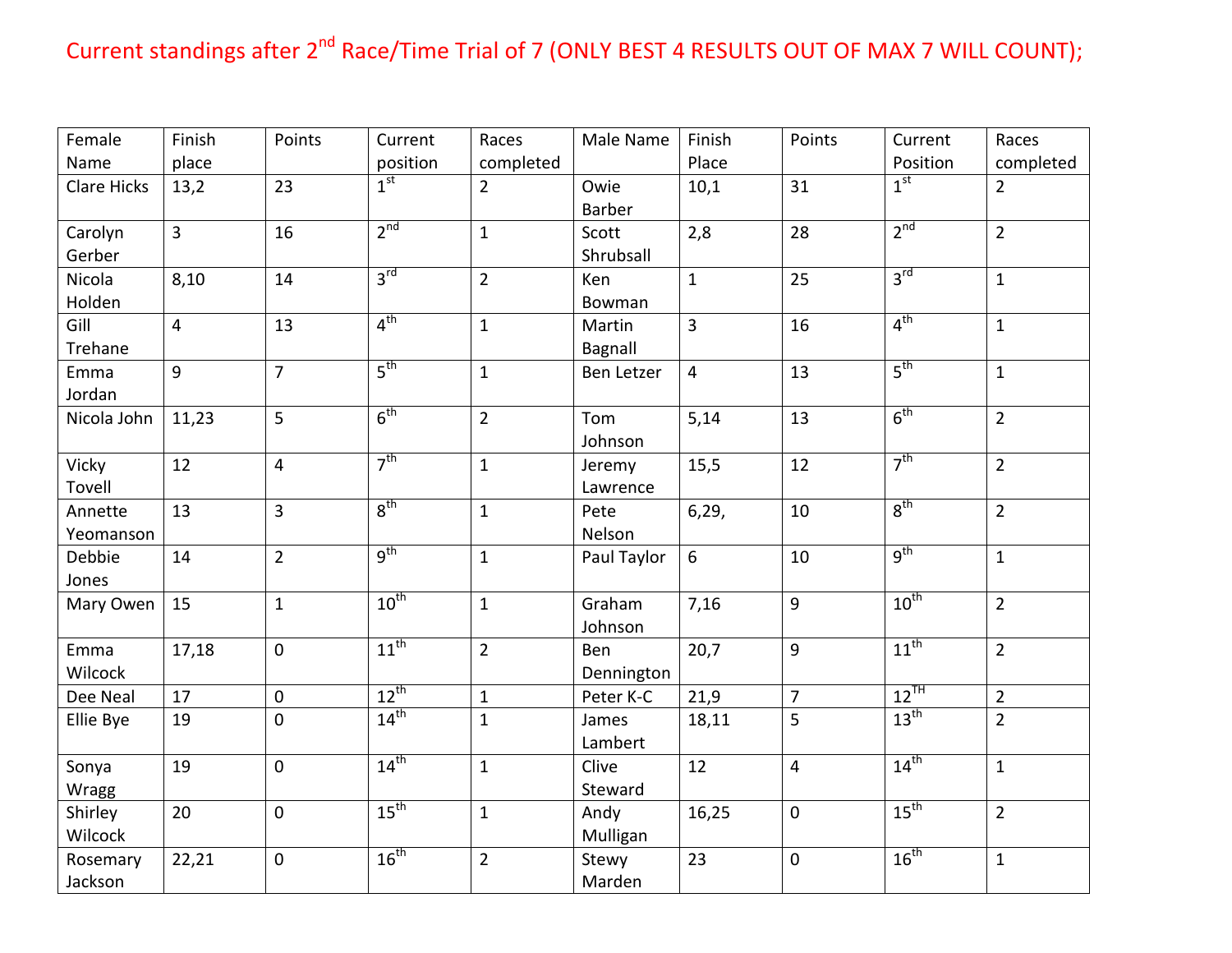Current standings after 2nd Race/Time Trial of 7 (ONLY BEST 4 RESULTS OUT OF MAX 7 WILL COUNT);

| Female Name | Finish place | Points | Current position | Races completed | Male Name | Finish Place | Points | Current Position | Races completed |
|---|---|---|---|---|---|---|---|---|---|
| Clare Hicks | 13,2 | 23 | 1st | 2 | Owie Barber | 10,1 | 31 | 1st | 2 |
| Carolyn Gerber | 3 | 16 | 2nd | 1 | Scott Shrubsall | 2,8 | 28 | 2nd | 2 |
| Nicola Holden | 8,10 | 14 | 3rd | 2 | Ken Bowman | 1 | 25 | 3rd | 1 |
| Gill Trehane | 4 | 13 | 4th | 1 | Martin Bagnall | 3 | 16 | 4th | 1 |
| Emma Jordan | 9 | 7 | 5th | 1 | Ben Letzer | 4 | 13 | 5th | 1 |
| Nicola John | 11,23 | 5 | 6th | 2 | Tom Johnson | 5,14 | 13 | 6th | 2 |
| Vicky Tovell | 12 | 4 | 7th | 1 | Jeremy Lawrence | 15,5 | 12 | 7th | 2 |
| Annette Yeomanson | 13 | 3 | 8th | 1 | Pete Nelson | 6,29, | 10 | 8th | 2 |
| Debbie Jones | 14 | 2 | 9th | 1 | Paul Taylor | 6 | 10 | 9th | 1 |
| Mary Owen | 15 | 1 | 10th | 1 | Graham Johnson | 7,16 | 9 | 10th | 2 |
| Emma Wilcock | 17,18 | 0 | 11th | 2 | Ben Dennington | 20,7 | 9 | 11th | 2 |
| Dee Neal | 17 | 0 | 12th | 1 | Peter K-C | 21,9 | 7 | 12TH | 2 |
| Ellie Bye | 19 | 0 | 14th | 1 | James Lambert | 18,11 | 5 | 13th | 2 |
| Sonya Wragg | 19 | 0 | 14th | 1 | Clive Steward | 12 | 4 | 14th | 1 |
| Shirley Wilcock | 20 | 0 | 15th | 1 | Andy Mulligan | 16,25 | 0 | 15th | 2 |
| Rosemary Jackson | 22,21 | 0 | 16th | 2 | Stewy Marden | 23 | 0 | 16th | 1 |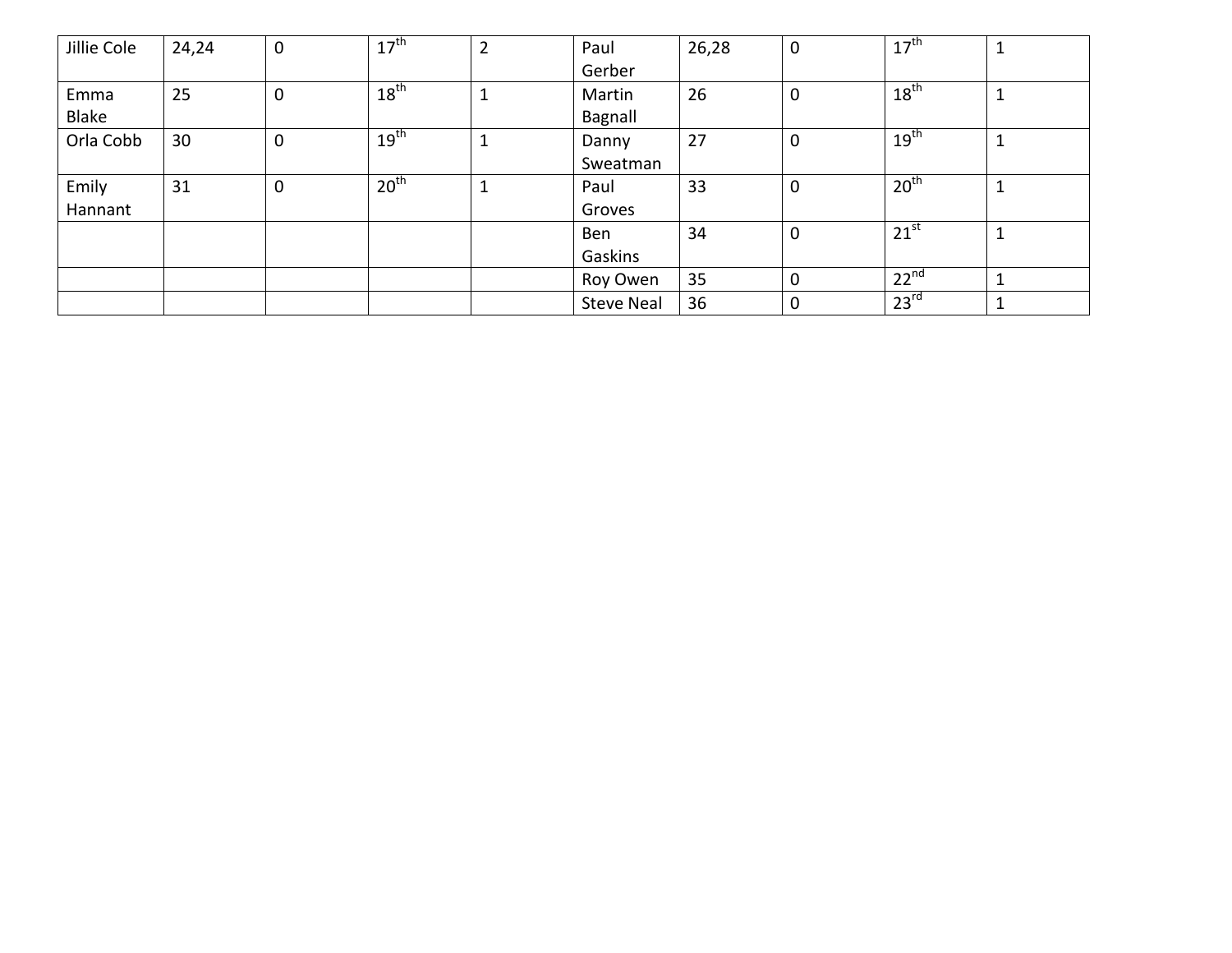| | | | | | | | | | |
|---|---|---|---|---|---|---|---|---|---|
| Jillie Cole | 24,24 | 0 | 17th | 2 | Paul Gerber | 26,28 | 0 | 17th | 1 |
| Emma Blake | 25 | 0 | 18th | 1 | Martin Bagnall | 26 | 0 | 18th | 1 |
| Orla Cobb | 30 | 0 | 19th | 1 | Danny Sweatman | 27 | 0 | 19th | 1 |
| Emily Hannant | 31 | 0 | 20th | 1 | Paul Groves | 33 | 0 | 20th | 1 |
| | | | | | Ben Gaskins | 34 | 0 | 21st | 1 |
| | | | | | Roy Owen | 35 | 0 | 22nd | 1 |
| | | | | | Steve Neal | 36 | 0 | 23rd | 1 |